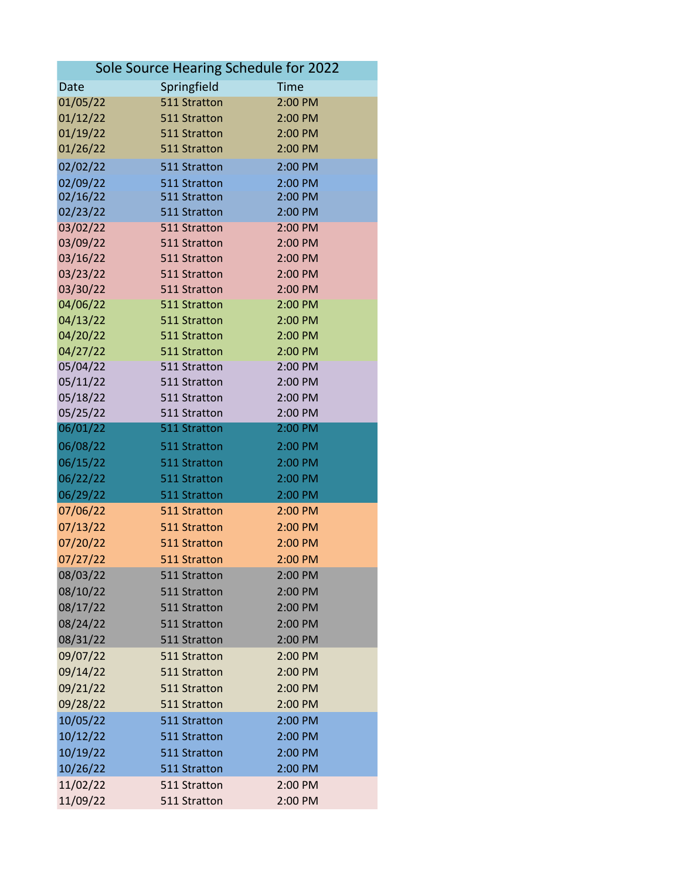# Sole Source Hearing Schedule for 2022

| Date | Springfield | Time |
|---|---|---|
| 01/05/22 | 511 Stratton | 2:00 PM |
| 01/12/22 | 511 Stratton | 2:00 PM |
| 01/19/22 | 511 Stratton | 2:00 PM |
| 01/26/22 | 511 Stratton | 2:00 PM |
| 02/02/22 | 511 Stratton | 2:00 PM |
| 02/09/22 | 511 Stratton | 2:00 PM |
| 02/16/22 | 511 Stratton | 2:00 PM |
| 02/23/22 | 511 Stratton | 2:00 PM |
| 03/02/22 | 511 Stratton | 2:00 PM |
| 03/09/22 | 511 Stratton | 2:00 PM |
| 03/16/22 | 511 Stratton | 2:00 PM |
| 03/23/22 | 511 Stratton | 2:00 PM |
| 03/30/22 | 511 Stratton | 2:00 PM |
| 04/06/22 | 511 Stratton | 2:00 PM |
| 04/13/22 | 511 Stratton | 2:00 PM |
| 04/20/22 | 511 Stratton | 2:00 PM |
| 04/27/22 | 511 Stratton | 2:00 PM |
| 05/04/22 | 511 Stratton | 2:00 PM |
| 05/11/22 | 511 Stratton | 2:00 PM |
| 05/18/22 | 511 Stratton | 2:00 PM |
| 05/25/22 | 511 Stratton | 2:00 PM |
| 06/01/22 | 511 Stratton | 2:00 PM |
| 06/08/22 | 511 Stratton | 2:00 PM |
| 06/15/22 | 511 Stratton | 2:00 PM |
| 06/22/22 | 511 Stratton | 2:00 PM |
| 06/29/22 | 511 Stratton | 2:00 PM |
| 07/06/22 | 511 Stratton | 2:00 PM |
| 07/13/22 | 511 Stratton | 2:00 PM |
| 07/20/22 | 511 Stratton | 2:00 PM |
| 07/27/22 | 511 Stratton | 2:00 PM |
| 08/03/22 | 511 Stratton | 2:00 PM |
| 08/10/22 | 511 Stratton | 2:00 PM |
| 08/17/22 | 511 Stratton | 2:00 PM |
| 08/24/22 | 511 Stratton | 2:00 PM |
| 08/31/22 | 511 Stratton | 2:00 PM |
| 09/07/22 | 511 Stratton | 2:00 PM |
| 09/14/22 | 511 Stratton | 2:00 PM |
| 09/21/22 | 511 Stratton | 2:00 PM |
| 09/28/22 | 511 Stratton | 2:00 PM |
| 10/05/22 | 511 Stratton | 2:00 PM |
| 10/12/22 | 511 Stratton | 2:00 PM |
| 10/19/22 | 511 Stratton | 2:00 PM |
| 10/26/22 | 511 Stratton | 2:00 PM |
| 11/02/22 | 511 Stratton | 2:00 PM |
| 11/09/22 | 511 Stratton | 2:00 PM |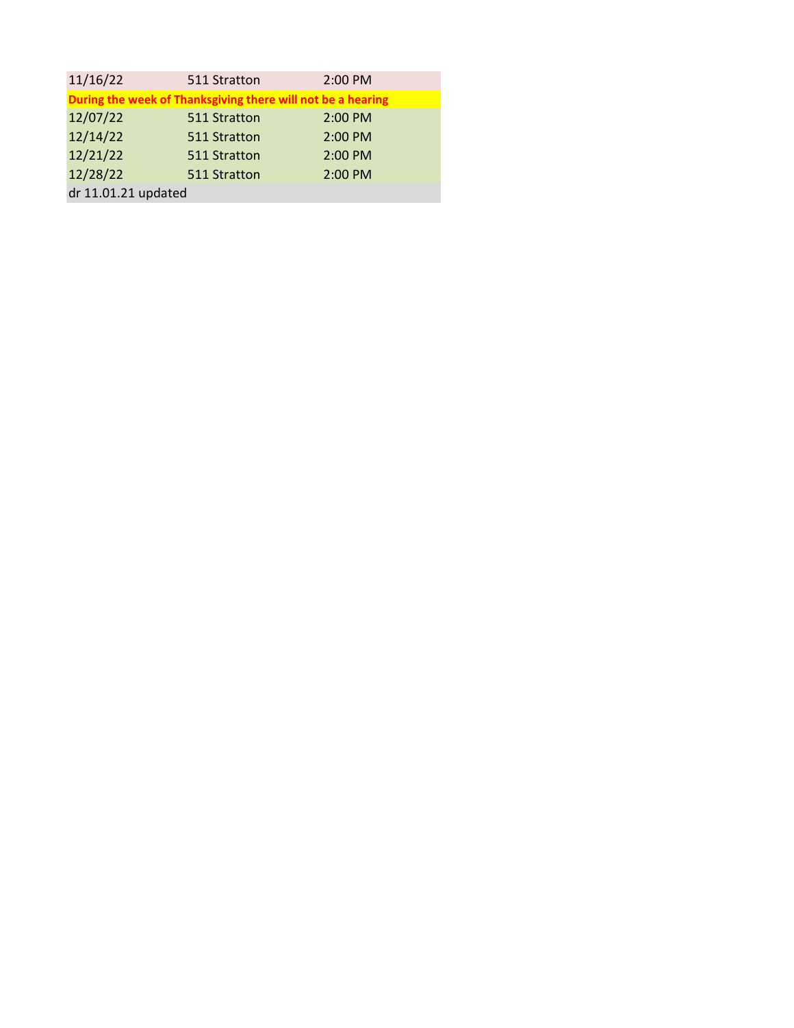| | | |
|---|---|---|
| 11/16/22 | 511 Stratton | 2:00 PM |
| **During the week of Thanksgiving there will not be a hearing** | | |
| 12/07/22 | 511 Stratton | 2:00 PM |
| 12/14/22 | 511 Stratton | 2:00 PM |
| 12/21/22 | 511 Stratton | 2:00 PM |
| 12/28/22 | 511 Stratton | 2:00 PM |
| dr 11.01.21 updated | | |